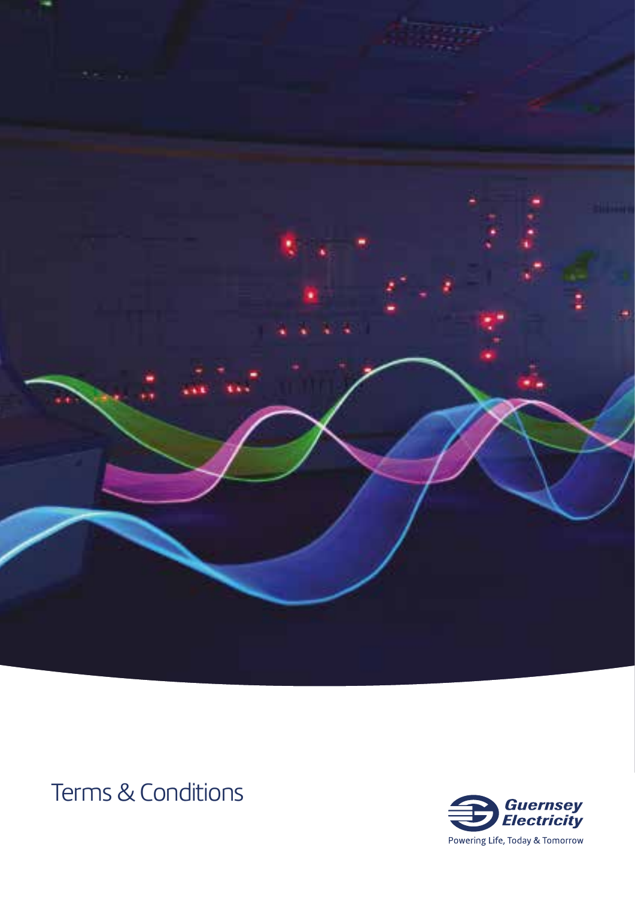# Terms & Conditions

Guernsey Electricity

Powering Life, Today & Tomorrow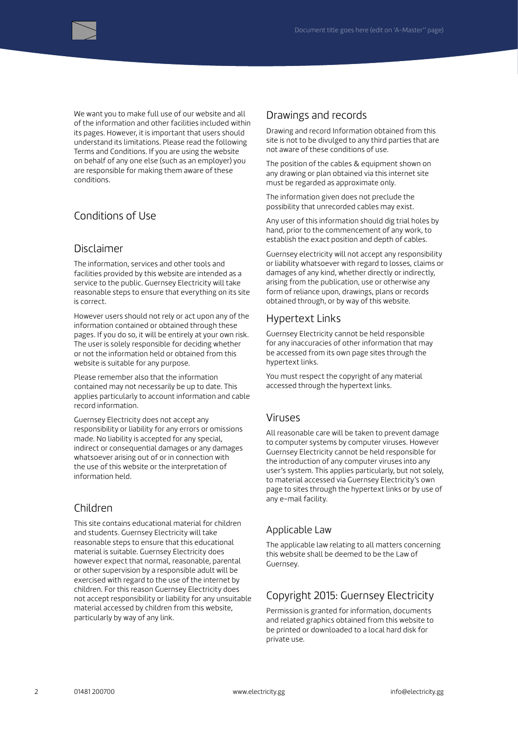We want you to make full use of our website and all of the information and other facilities included within its pages. However, it is important that users should understand its limitations. Please read the following Terms and Conditions. If you are using the website on behalf of any one else (such as an employer) you are responsible for making them aware of these conditions.

## Conditions of Use

## Disclaimer

The information, services and other tools and facilities provided by this website are intended as a service to the public. Guernsey Electricity will take reasonable steps to ensure that everything on its site is correct.

However users should not rely or act upon any of the information contained or obtained through these pages. If you do so, it will be entirely at your own risk. The user is solely responsible for deciding whether or not the information held or obtained from this website is suitable for any purpose.

Please remember also that the information contained may not necessarily be up to date. This applies particularly to account information and cable record information.

Guernsey Electricity does not accept any responsibility or liability for any errors or omissions made. No liability is accepted for any special, indirect or consequential damages or any damages whatsoever arising out of or in connection with the use of this website or the interpretation of information held.

## Children

This site contains educational material for children and students. Guernsey Electricity will take reasonable steps to ensure that this educational material is suitable. Guernsey Electricity does however expect that normal, reasonable, parental or other supervision by a responsible adult will be exercised with regard to the use of the internet by children. For this reason Guernsey Electricity does not accept responsibility or liability for any unsuitable material accessed by children from this website, particularly by way of any link.

## Drawings and records

Drawing and record Information obtained from this site is not to be divulged to any third parties that are not aware of these conditions of use.

The position of the cables & equipment shown on any drawing or plan obtained via this internet site must be regarded as approximate only.

The information given does not preclude the possibility that unrecorded cables may exist.

Any user of this information should dig trial holes by hand, prior to the commencement of any work, to establish the exact position and depth of cables.

Guernsey electricity will not accept any responsibility or liability whatsoever with regard to losses, claims or damages of any kind, whether directly or indirectly, arising from the publication, use or otherwise any form of reliance upon, drawings, plans or records obtained through, or by way of this website.

## Hypertext Links

Guernsey Electricity cannot be held responsible for any inaccuracies of other information that may be accessed from its own page sites through the hypertext links.

You must respect the copyright of any material accessed through the hypertext links.

## Viruses

All reasonable care will be taken to prevent damage to computer systems by computer viruses. However Guernsey Electricity cannot be held responsible for the introduction of any computer viruses into any user's system. This applies particularly, but not solely, to material accessed via Guernsey Electricity's own page to sites through the hypertext links or by use of any e-mail facility.

## Applicable Law

The applicable law relating to all matters concerning this website shall be deemed to be the Law of Guernsey.

## Copyright 2015: Guernsey Electricity

Permission is granted for information, documents and related graphics obtained from this website to be printed or downloaded to a local hard disk for private use.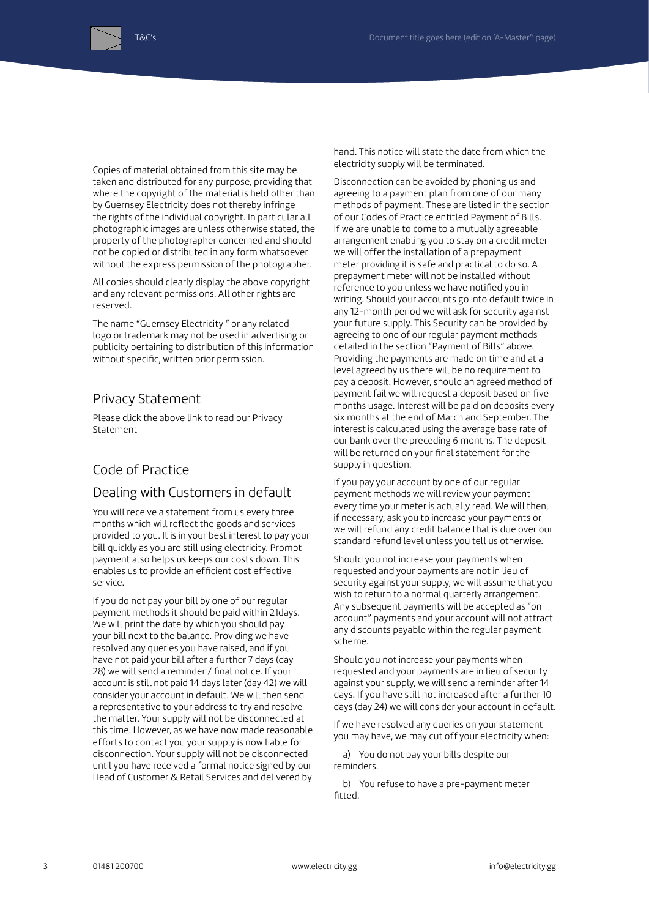Copies of material obtained from this site may be taken and distributed for any purpose, providing that where the copyright of the material is held other than by Guernsey Electricity does not thereby infringe the rights of the individual copyright. In particular all photographic images are unless otherwise stated, the property of the photographer concerned and should not be copied or distributed in any form whatsoever without the express permission of the photographer.

All copies should clearly display the above copyright and any relevant permissions. All other rights are reserved.

The name "Guernsey Electricity " or any related logo or trademark may not be used in advertising or publicity pertaining to distribution of this information without specific, written prior permission.

## Privacy Statement

Please click the above link to read our Privacy Statement

## Code of Practice

## Dealing with Customers in default

You will receive a statement from us every three months which will reflect the goods and services provided to you. It is in your best interest to pay your bill quickly as you are still using electricity. Prompt payment also helps us keeps our costs down. This enables us to provide an efficient cost effective service.

If you do not pay your bill by one of our regular payment methods it should be paid within 21days. We will print the date by which you should pay your bill next to the balance. Providing we have resolved any queries you have raised, and if you have not paid your bill after a further 7 days (day 28) we will send a reminder / final notice. If your account is still not paid 14 days later (day 42) we will consider your account in default. We will then send a representative to your address to try and resolve the matter. Your supply will not be disconnected at this time. However, as we have now made reasonable efforts to contact you your supply is now liable for disconnection. Your supply will not be disconnected until you have received a formal notice signed by our Head of Customer & Retail Services and delivered by hand. This notice will state the date from which the electricity supply will be terminated.

Disconnection can be avoided by phoning us and agreeing to a payment plan from one of our many methods of payment. These are listed in the section of our Codes of Practice entitled Payment of Bills. If we are unable to come to a mutually agreeable arrangement enabling you to stay on a credit meter we will offer the installation of a prepayment meter providing it is safe and practical to do so. A prepayment meter will not be installed without reference to you unless we have notified you in writing. Should your accounts go into default twice in any 12-month period we will ask for security against your future supply. This Security can be provided by agreeing to one of our regular payment methods detailed in the section "Payment of Bills" above. Providing the payments are made on time and at a level agreed by us there will be no requirement to pay a deposit. However, should an agreed method of payment fail we will request a deposit based on five months usage. Interest will be paid on deposits every six months at the end of March and September. The interest is calculated using the average base rate of our bank over the preceding 6 months. The deposit will be returned on your final statement for the supply in question.

If you pay your account by one of our regular payment methods we will review your payment every time your meter is actually read. We will then, if necessary, ask you to increase your payments or we will refund any credit balance that is due over our standard refund level unless you tell us otherwise.

Should you not increase your payments when requested and your payments are not in lieu of security against your supply, we will assume that you wish to return to a normal quarterly arrangement. Any subsequent payments will be accepted as "on account" payments and your account will not attract any discounts payable within the regular payment scheme.

Should you not increase your payments when requested and your payments are in lieu of security against your supply, we will send a reminder after 14 days. If you have still not increased after a further 10 days (day 24) we will consider your account in default.

If we have resolved any queries on your statement you may have, we may cut off your electricity when:

a) You do not pay your bills despite our reminders.

b) You refuse to have a pre-payment meter fitted.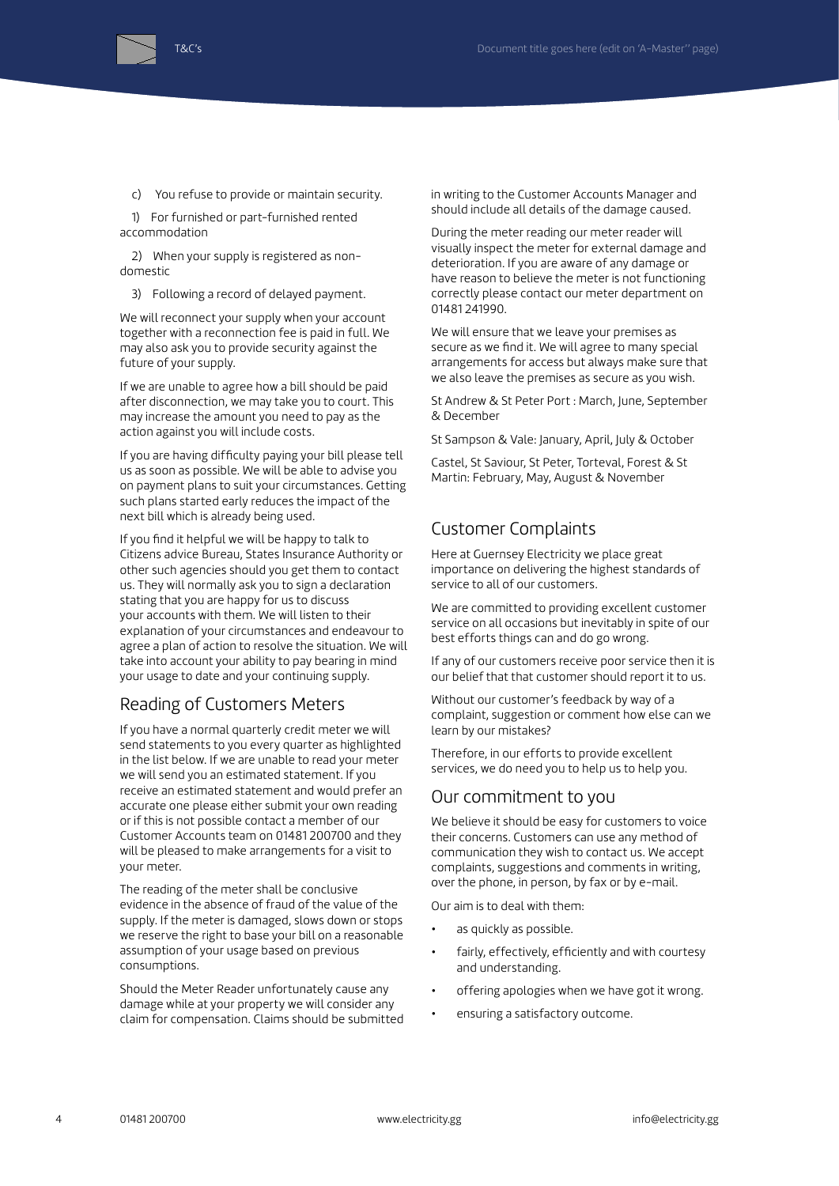c) You refuse to provide or maintain security.

1) For furnished or part-furnished rented accommodation

2) When your supply is registered as non-domestic

3) Following a record of delayed payment.

We will reconnect your supply when your account together with a reconnection fee is paid in full. We may also ask you to provide security against the future of your supply.

If we are unable to agree how a bill should be paid after disconnection, we may take you to court. This may increase the amount you need to pay as the action against you will include costs.

If you are having difficulty paying your bill please tell us as soon as possible. We will be able to advise you on payment plans to suit your circumstances. Getting such plans started early reduces the impact of the next bill which is already being used.

If you find it helpful we will be happy to talk to Citizens advice Bureau, States Insurance Authority or other such agencies should you get them to contact us. They will normally ask you to sign a declaration stating that you are happy for us to discuss your accounts with them. We will listen to their explanation of your circumstances and endeavour to agree a plan of action to resolve the situation. We will take into account your ability to pay bearing in mind your usage to date and your continuing supply.

## Reading of Customers Meters

If you have a normal quarterly credit meter we will send statements to you every quarter as highlighted in the list below. If we are unable to read your meter we will send you an estimated statement. If you receive an estimated statement and would prefer an accurate one please either submit your own reading or if this is not possible contact a member of our Customer Accounts team on 01481 200700 and they will be pleased to make arrangements for a visit to your meter.

The reading of the meter shall be conclusive evidence in the absence of fraud of the value of the supply. If the meter is damaged, slows down or stops we reserve the right to base your bill on a reasonable assumption of your usage based on previous consumptions.

Should the Meter Reader unfortunately cause any damage while at your property we will consider any claim for compensation. Claims should be submitted in writing to the Customer Accounts Manager and should include all details of the damage caused.

During the meter reading our meter reader will visually inspect the meter for external damage and deterioration. If you are aware of any damage or have reason to believe the meter is not functioning correctly please contact our meter department on 01481 241990.

We will ensure that we leave your premises as secure as we find it. We will agree to many special arrangements for access but always make sure that we also leave the premises as secure as you wish.

St Andrew & St Peter Port : March, June, September & December

St Sampson & Vale: January, April, July & October

Castel, St Saviour, St Peter, Torteval, Forest & St Martin: February, May, August & November

## Customer Complaints

Here at Guernsey Electricity we place great importance on delivering the highest standards of service to all of our customers.

We are committed to providing excellent customer service on all occasions but inevitably in spite of our best efforts things can and do go wrong.

If any of our customers receive poor service then it is our belief that that customer should report it to us.

Without our customer's feedback by way of a complaint, suggestion or comment how else can we learn by our mistakes?

Therefore, in our efforts to provide excellent services, we do need you to help us to help you.

## Our commitment to you

We believe it should be easy for customers to voice their concerns. Customers can use any method of communication they wish to contact us. We accept complaints, suggestions and comments in writing, over the phone, in person, by fax or by e-mail.

Our aim is to deal with them:

- as quickly as possible.
- fairly, effectively, efficiently and with courtesy and understanding.
- offering apologies when we have got it wrong.
- ensuring a satisfactory outcome.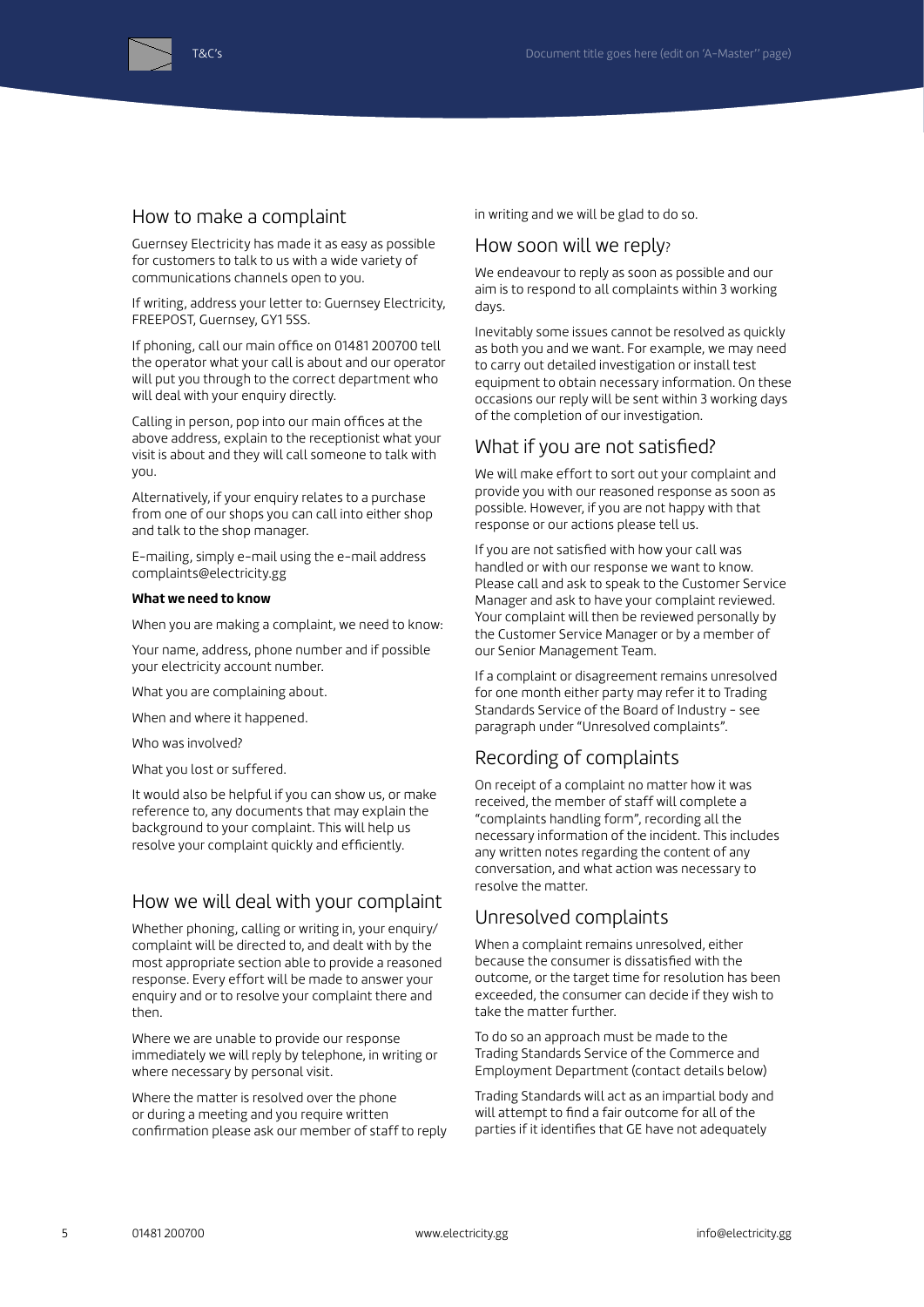## How to make a complaint

Guernsey Electricity has made it as easy as possible for customers to talk to us with a wide variety of communications channels open to you.

If writing, address your letter to: Guernsey Electricity, FREEPOST, Guernsey, GY1 5SS.

If phoning, call our main office on 01481 200700 tell the operator what your call is about and our operator will put you through to the correct department who will deal with your enquiry directly.

Calling in person, pop into our main offices at the above address, explain to the receptionist what your visit is about and they will call someone to talk with you.

Alternatively, if your enquiry relates to a purchase from one of our shops you can call into either shop and talk to the shop manager.

E-mailing, simply e-mail using the e-mail address complaints@electricity.gg

**What we need to know**

When you are making a complaint, we need to know:

Your name, address, phone number and if possible your electricity account number.

What you are complaining about.

When and where it happened.

Who was involved?

What you lost or suffered.

It would also be helpful if you can show us, or make reference to, any documents that may explain the background to your complaint. This will help us resolve your complaint quickly and efficiently.

## How we will deal with your complaint

Whether phoning, calling or writing in, your enquiry/complaint will be directed to, and dealt with by the most appropriate section able to provide a reasoned response. Every effort will be made to answer your enquiry and or to resolve your complaint there and then.

Where we are unable to provide our response immediately we will reply by telephone, in writing or where necessary by personal visit.

Where the matter is resolved over the phone or during a meeting and you require written confirmation please ask our member of staff to reply in writing and we will be glad to do so.

## How soon will we reply?

We endeavour to reply as soon as possible and our aim is to respond to all complaints within 3 working days.

Inevitably some issues cannot be resolved as quickly as both you and we want. For example, we may need to carry out detailed investigation or install test equipment to obtain necessary information. On these occasions our reply will be sent within 3 working days of the completion of our investigation.

## What if you are not satisfied?

We will make effort to sort out your complaint and provide you with our reasoned response as soon as possible. However, if you are not happy with that response or our actions please tell us.

If you are not satisfied with how your call was handled or with our response we want to know. Please call and ask to speak to the Customer Service Manager and ask to have your complaint reviewed. Your complaint will then be reviewed personally by the Customer Service Manager or by a member of our Senior Management Team.

If a complaint or disagreement remains unresolved for one month either party may refer it to Trading Standards Service of the Board of Industry - see paragraph under "Unresolved complaints".

## Recording of complaints

On receipt of a complaint no matter how it was received, the member of staff will complete a "complaints handling form", recording all the necessary information of the incident. This includes any written notes regarding the content of any conversation, and what action was necessary to resolve the matter.

## Unresolved complaints

When a complaint remains unresolved, either because the consumer is dissatisfied with the outcome, or the target time for resolution has been exceeded, the consumer can decide if they wish to take the matter further.

To do so an approach must be made to the Trading Standards Service of the Commerce and Employment Department (contact details below)

Trading Standards will act as an impartial body and will attempt to find a fair outcome for all of the parties if it identifies that GE have not adequately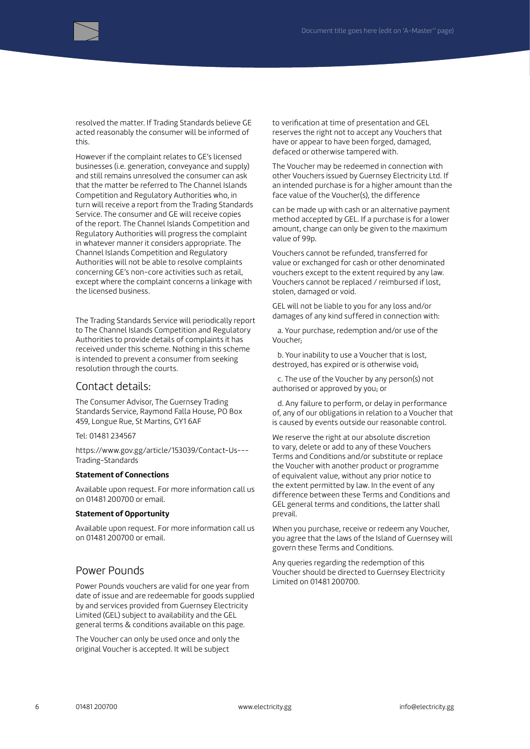resolved the matter. If Trading Standards believe GE acted reasonably the consumer will be informed of this.

However if the complaint relates to GE's licensed businesses (i.e. generation, conveyance and supply) and still remains unresolved the consumer can ask that the matter be referred to The Channel Islands Competition and Regulatory Authorities who, in turn will receive a report from the Trading Standards Service. The consumer and GE will receive copies of the report. The Channel Islands Competition and Regulatory Authorities will progress the complaint in whatever manner it considers appropriate. The Channel Islands Competition and Regulatory Authorities will not be able to resolve complaints concerning GE's non-core activities such as retail, except where the complaint concerns a linkage with the licensed business.

The Trading Standards Service will periodically report to The Channel Islands Competition and Regulatory Authorities to provide details of complaints it has received under this scheme. Nothing in this scheme is intended to prevent a consumer from seeking resolution through the courts.

## Contact details:

The Consumer Advisor, The Guernsey Trading Standards Service, Raymond Falla House, PO Box 459, Longue Rue, St Martins, GY1 6AF

Tel: 01481 234567

https://www.gov.gg/article/153039/Contact-Us---Trading-Standards

**Statement of Connections**

Available upon request. For more information call us on 01481 200700 or email.

**Statement of Opportunity**

Available upon request. For more information call us on 01481 200700 or email.

## Power Pounds

Power Pounds vouchers are valid for one year from date of issue and are redeemable for goods supplied by and services provided from Guernsey Electricity Limited (GEL) subject to availability and the GEL general terms & conditions available on this page.

The Voucher can only be used once and only the original Voucher is accepted. It will be subject to verification at time of presentation and GEL reserves the right not to accept any Vouchers that have or appear to have been forged, damaged, defaced or otherwise tampered with.

The Voucher may be redeemed in connection with other Vouchers issued by Guernsey Electricity Ltd. If an intended purchase is for a higher amount than the face value of the Voucher(s), the difference

can be made up with cash or an alternative payment method accepted by GEL. If a purchase is for a lower amount, change can only be given to the maximum value of 99p.

Vouchers cannot be refunded, transferred for value or exchanged for cash or other denominated vouchers except to the extent required by any law. Vouchers cannot be replaced / reimbursed if lost, stolen, damaged or void.

GEL will not be liable to you for any loss and/or damages of any kind suffered in connection with:

a. Your purchase, redemption and/or use of the Voucher;

b. Your inability to use a Voucher that is lost, destroyed, has expired or is otherwise void;

c. The use of the Voucher by any person(s) not authorised or approved by you; or

d. Any failure to perform, or delay in performance of, any of our obligations in relation to a Voucher that is caused by events outside our reasonable control.

We reserve the right at our absolute discretion to vary, delete or add to any of these Vouchers Terms and Conditions and/or substitute or replace the Voucher with another product or programme of equivalent value, without any prior notice to the extent permitted by law. In the event of any difference between these Terms and Conditions and GEL general terms and conditions, the latter shall prevail.

When you purchase, receive or redeem any Voucher, you agree that the laws of the Island of Guernsey will govern these Terms and Conditions.

Any queries regarding the redemption of this Voucher should be directed to Guernsey Electricity Limited on 01481 200700.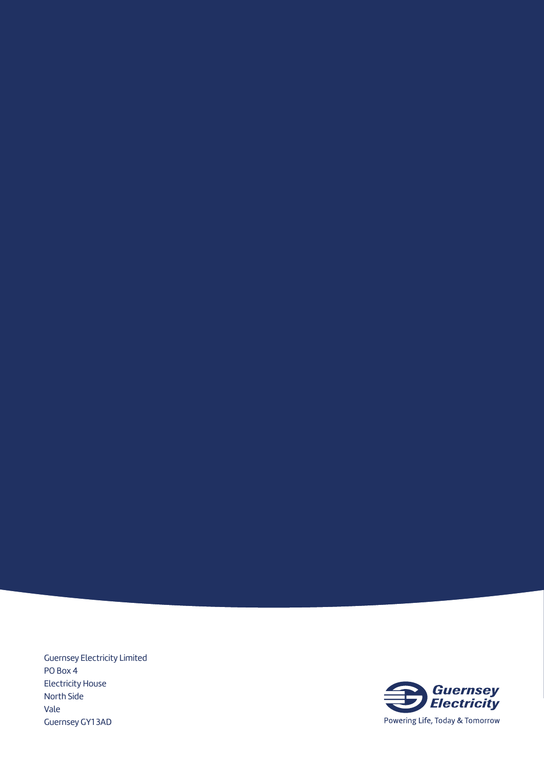Guernsey Electricity Limited
PO Box 4
Electricity House
North Side
Vale
Guernsey GY13AD

Guernsey Electricity

Powering Life, Today & Tomorrow